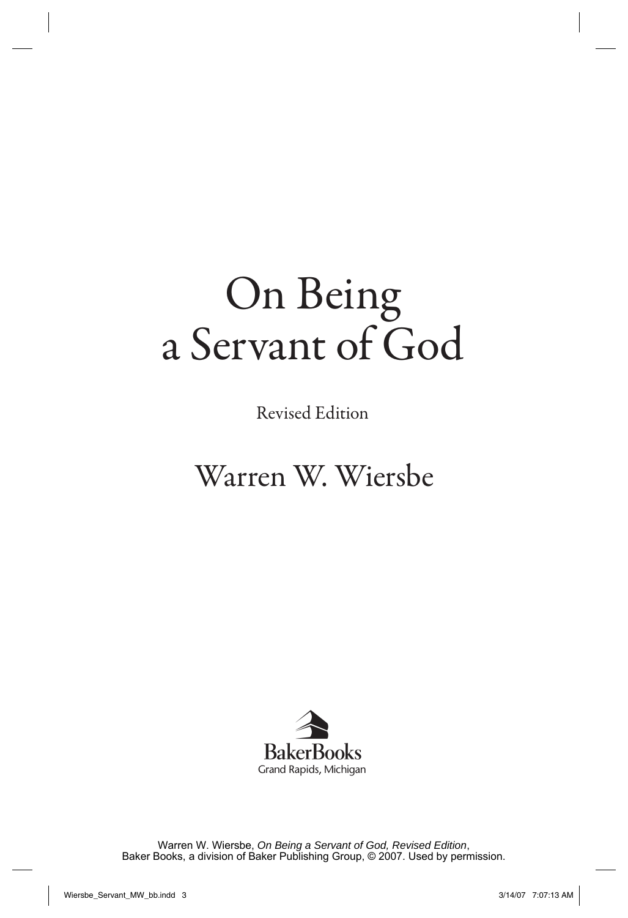# On Being a Servant of God

Revised Edition

## Warren W. Wiersbe

BakerBooks
Grand Rapids, Michigan

Warren W. Wiersbe, *On Being a Servant of God, Revised Edition*,
Baker Books, a division of Baker Publishing Group, © 2007. Used by permission.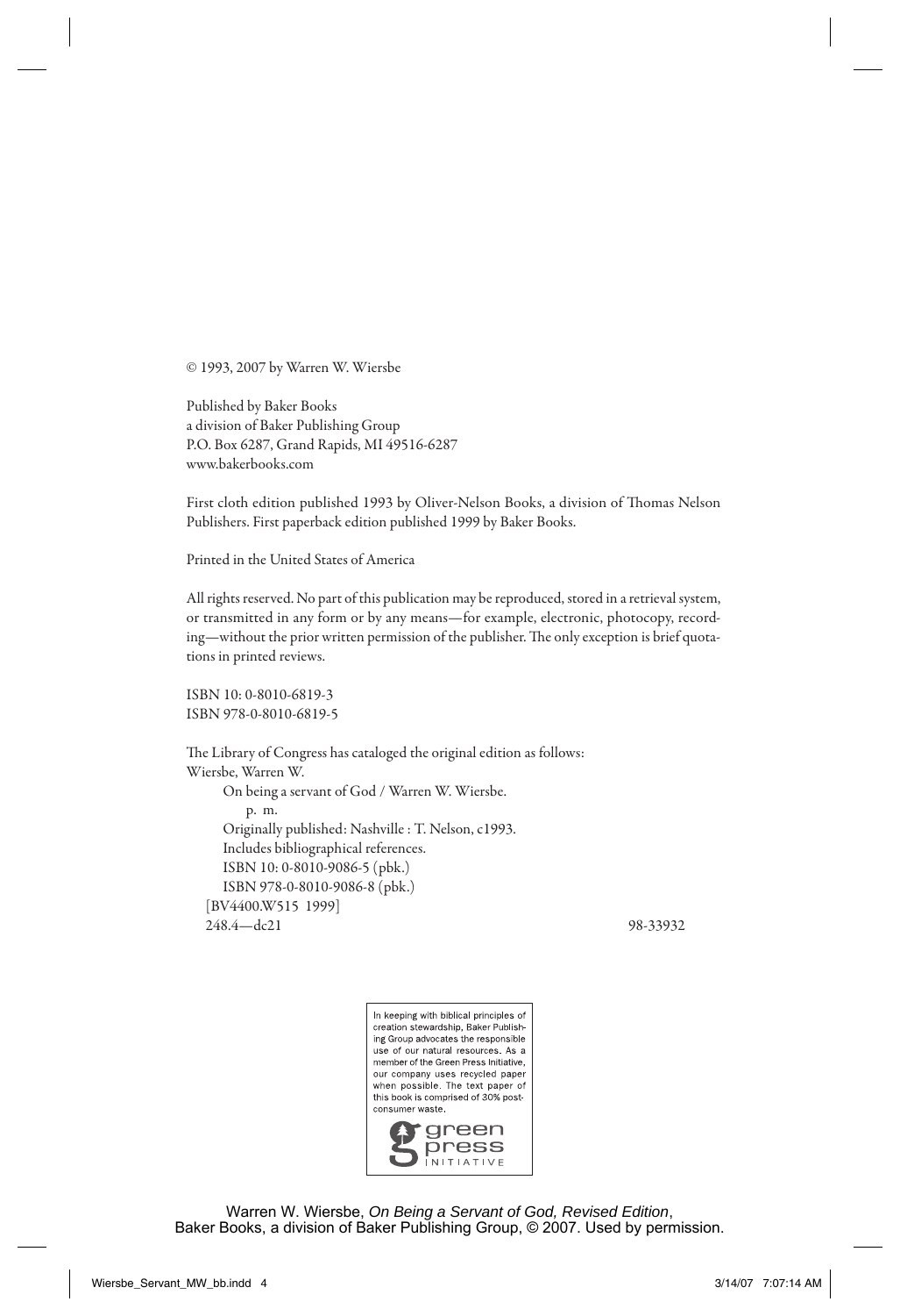© 1993, 2007 by Warren W. Wiersbe

Published by Baker Books
a division of Baker Publishing Group
P.O. Box 6287, Grand Rapids, MI 49516-6287
www.bakerbooks.com

First cloth edition published 1993 by Oliver-Nelson Books, a division of Thomas Nelson Publishers. First paperback edition published 1999 by Baker Books.

Printed in the United States of America

All rights reserved. No part of this publication may be reproduced, stored in a retrieval system, or transmitted in any form or by any means—for example, electronic, photocopy, recording—without the prior written permission of the publisher. The only exception is brief quotations in printed reviews.

ISBN 10: 0-8010-6819-3
ISBN 978-0-8010-6819-5

The Library of Congress has cataloged the original edition as follows:
Wiersbe, Warren W.
On being a servant of God / Warren W. Wiersbe.
p. m.
Originally published: Nashville : T. Nelson, c1993.
Includes bibliographical references.
ISBN 10: 0-8010-9086-5 (pbk.)
ISBN 978-0-8010-9086-8 (pbk.)
[BV4400.W515 1999]
248.4—dc21 98-33932

In keeping with biblical principles of creation stewardship, Baker Publishing Group advocates the responsible use of our natural resources. As a member of the Green Press Initiative, our company uses recycled paper when possible. The text paper of this book is comprised of 30% post-consumer waste.

green press INITIATIVE

Warren W. Wiersbe, *On Being a Servant of God, Revised Edition*,
Baker Books, a division of Baker Publishing Group, © 2007. Used by permission.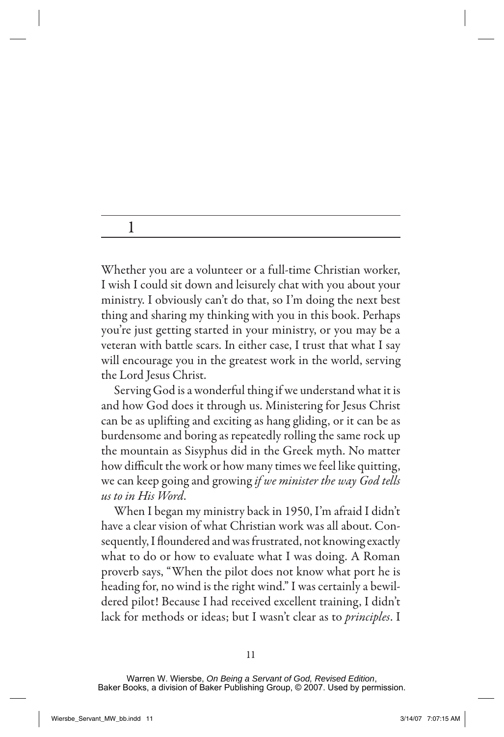# 1

Whether you are a volunteer or a full-time Christian worker, I wish I could sit down and leisurely chat with you about your ministry. I obviously can't do that, so I'm doing the next best thing and sharing my thinking with you in this book. Perhaps you're just getting started in your ministry, or you may be a veteran with battle scars. In either case, I trust that what I say will encourage you in the greatest work in the world, serving the Lord Jesus Christ.

Serving God is a wonderful thing if we understand what it is and how God does it through us. Ministering for Jesus Christ can be as uplifting and exciting as hang gliding, or it can be as burdensome and boring as repeatedly rolling the same rock up the mountain as Sisyphus did in the Greek myth. No matter how difficult the work or how many times we feel like quitting, we can keep going and growing *if we minister the way God tells us to in His Word*.

When I began my ministry back in 1950, I'm afraid I didn't have a clear vision of what Christian work was all about. Consequently, I floundered and was frustrated, not knowing exactly what to do or how to evaluate what I was doing. A Roman proverb says, "When the pilot does not know what port he is heading for, no wind is the right wind." I was certainly a bewildered pilot! Because I had received excellent training, I didn't lack for methods or ideas; but I wasn't clear as to *principles*. I

Warren W. Wiersbe, *On Being a Servant of God, Revised Edition*, Baker Books, a division of Baker Publishing Group, © 2007. Used by permission.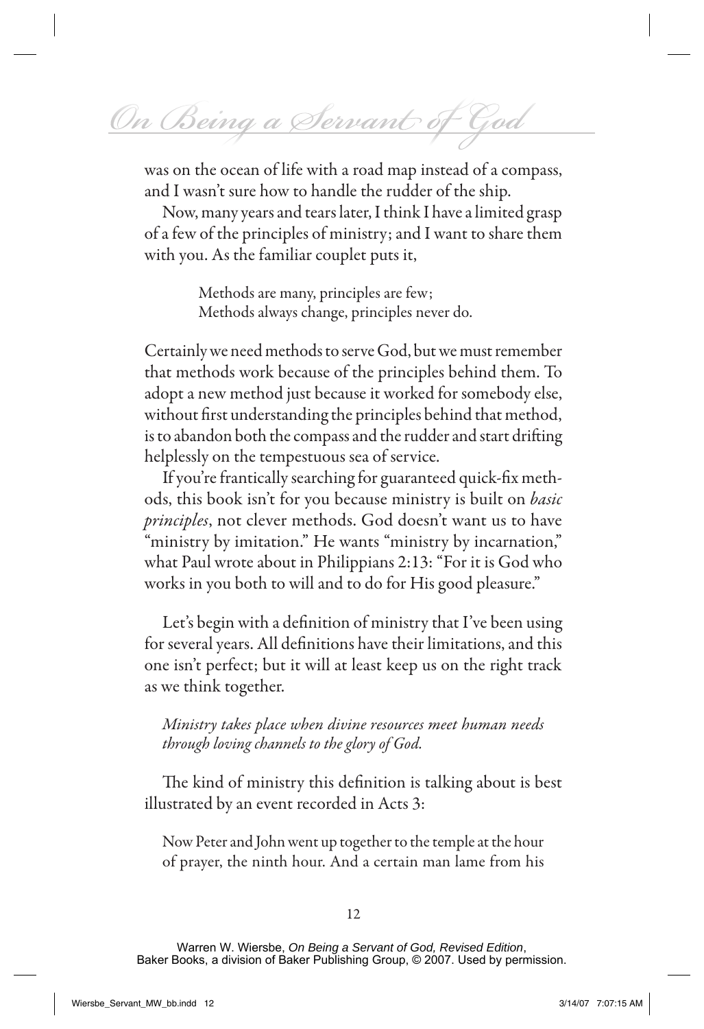was on the ocean of life with a road map instead of a compass, and I wasn't sure how to handle the rudder of the ship.

Now, many years and tears later, I think I have a limited grasp of a few of the principles of ministry; and I want to share them with you. As the familiar couplet puts it,

> Methods are many, principles are few;
> Methods always change, principles never do.

Certainly we need methods to serve God, but we must remember that methods work because of the principles behind them. To adopt a new method just because it worked for somebody else, without first understanding the principles behind that method, is to abandon both the compass and the rudder and start drifting helplessly on the tempestuous sea of service.

If you're frantically searching for guaranteed quick-fix methods, this book isn't for you because ministry is built on *basic principles*, not clever methods. God doesn't want us to have "ministry by imitation." He wants "ministry by incarnation," what Paul wrote about in Philippians 2:13: "For it is God who works in you both to will and to do for His good pleasure."

Let's begin with a definition of ministry that I've been using for several years. All definitions have their limitations, and this one isn't perfect; but it will at least keep us on the right track as we think together.

*Ministry takes place when divine resources meet human needs through loving channels to the glory of God.*

The kind of ministry this definition is talking about is best illustrated by an event recorded in Acts 3:

> Now Peter and John went up together to the temple at the hour of prayer, the ninth hour. And a certain man lame from his

Warren W. Wiersbe, *On Being a Servant of God, Revised Edition*, Baker Books, a division of Baker Publishing Group, © 2007. Used by permission.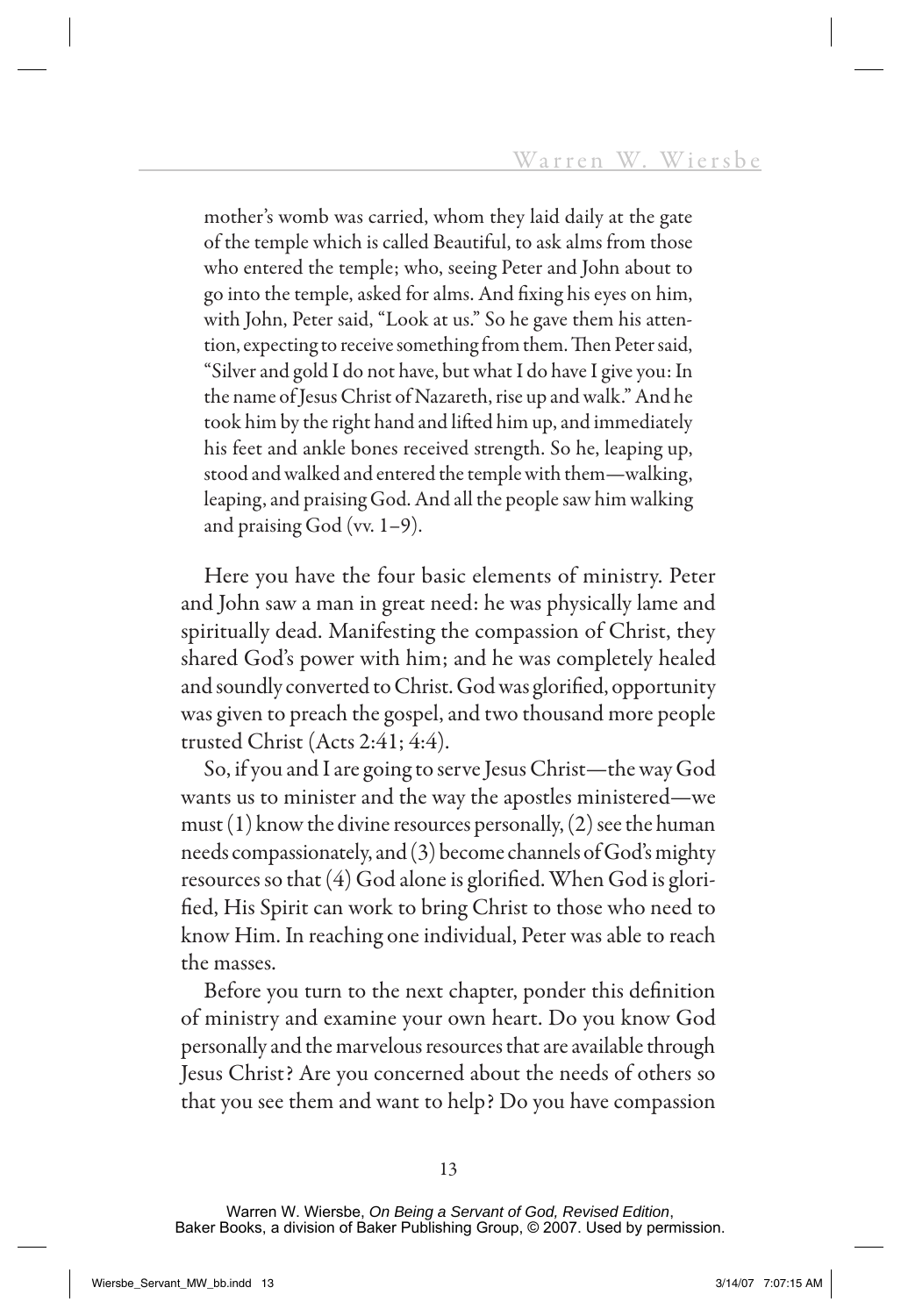mother's womb was carried, whom they laid daily at the gate of the temple which is called Beautiful, to ask alms from those who entered the temple; who, seeing Peter and John about to go into the temple, asked for alms. And fixing his eyes on him, with John, Peter said, "Look at us." So he gave them his attention, expecting to receive something from them. Then Peter said, "Silver and gold I do not have, but what I do have I give you: In the name of Jesus Christ of Nazareth, rise up and walk." And he took him by the right hand and lifted him up, and immediately his feet and ankle bones received strength. So he, leaping up, stood and walked and entered the temple with them—walking, leaping, and praising God. And all the people saw him walking and praising God (vv. 1–9).

Here you have the four basic elements of ministry. Peter and John saw a man in great need: he was physically lame and spiritually dead. Manifesting the compassion of Christ, they shared God's power with him; and he was completely healed and soundly converted to Christ. God was glorified, opportunity was given to preach the gospel, and two thousand more people trusted Christ (Acts 2:41; 4:4).

So, if you and I are going to serve Jesus Christ—the way God wants us to minister and the way the apostles ministered—we must (1) know the divine resources personally, (2) see the human needs compassionately, and (3) become channels of God's mighty resources so that (4) God alone is glorified. When God is glorified, His Spirit can work to bring Christ to those who need to know Him. In reaching one individual, Peter was able to reach the masses.

Before you turn to the next chapter, ponder this definition of ministry and examine your own heart. Do you know God personally and the marvelous resources that are available through Jesus Christ? Are you concerned about the needs of others so that you see them and want to help? Do you have compassion

Warren W. Wiersbe, *On Being a Servant of God, Revised Edition*, Baker Books, a division of Baker Publishing Group, © 2007. Used by permission.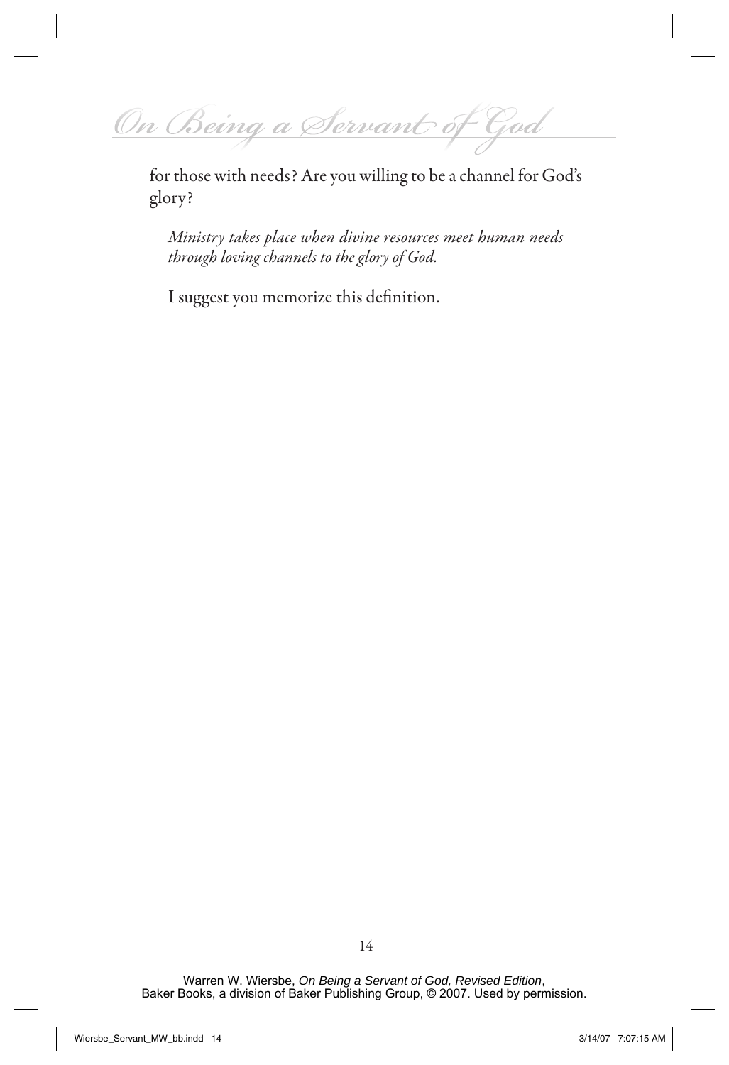for those with needs? Are you willing to be a channel for God's glory?

*Ministry takes place when divine resources meet human needs through loving channels to the glory of God.*

I suggest you memorize this definition.

Warren W. Wiersbe, *On Being a Servant of God, Revised Edition*, Baker Books, a division of Baker Publishing Group, © 2007. Used by permission.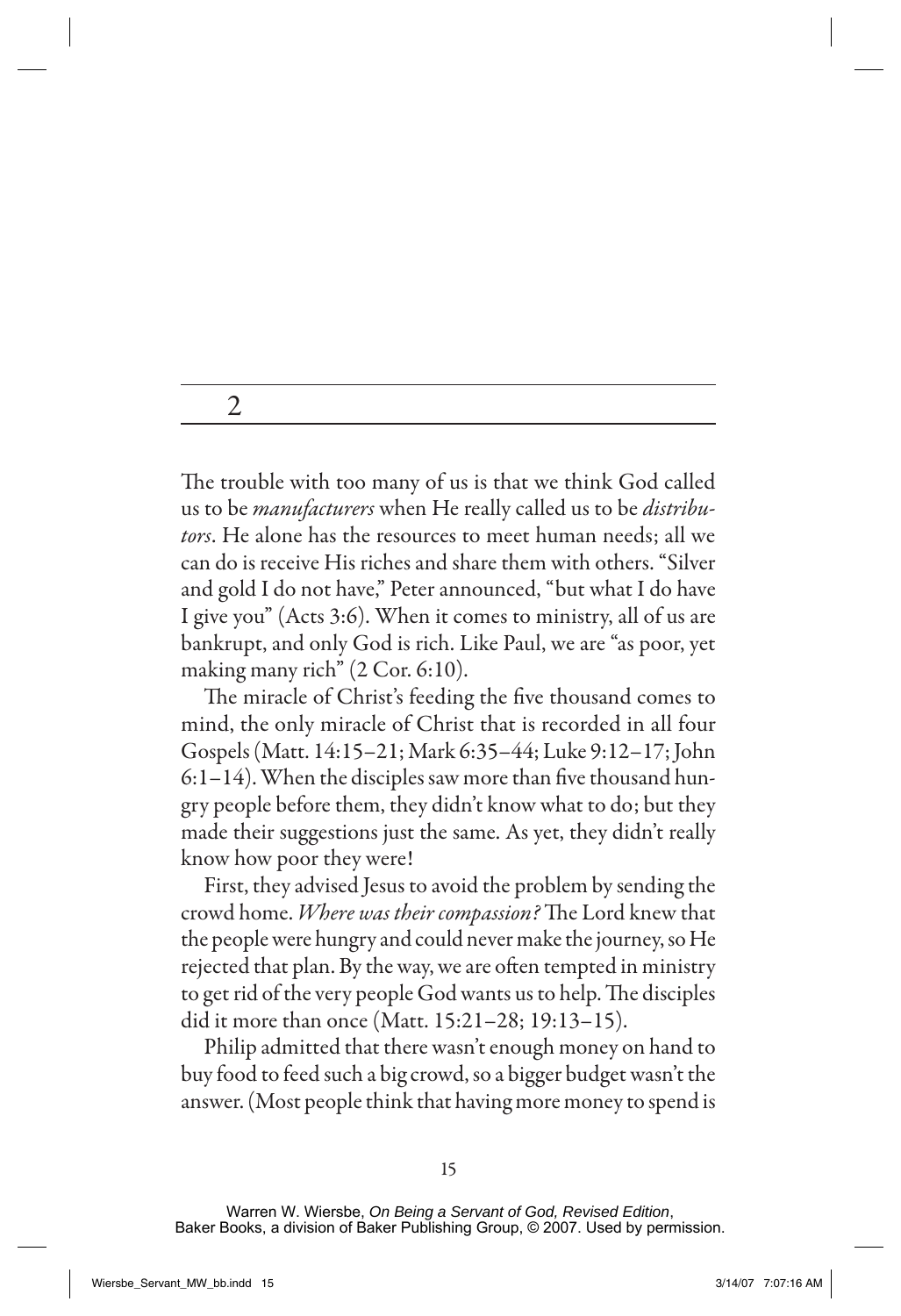## 2

The trouble with too many of us is that we think God called us to be *manufacturers* when He really called us to be *distributors*. He alone has the resources to meet human needs; all we can do is receive His riches and share them with others. "Silver and gold I do not have," Peter announced, "but what I do have I give you" (Acts 3:6). When it comes to ministry, all of us are bankrupt, and only God is rich. Like Paul, we are "as poor, yet making many rich" (2 Cor. 6:10).

The miracle of Christ's feeding the five thousand comes to mind, the only miracle of Christ that is recorded in all four Gospels (Matt. 14:15–21; Mark 6:35–44; Luke 9:12–17; John 6:1–14). When the disciples saw more than five thousand hungry people before them, they didn't know what to do; but they made their suggestions just the same. As yet, they didn't really know how poor they were!

First, they advised Jesus to avoid the problem by sending the crowd home. *Where was their compassion?* The Lord knew that the people were hungry and could never make the journey, so He rejected that plan. By the way, we are often tempted in ministry to get rid of the very people God wants us to help. The disciples did it more than once (Matt. 15:21–28; 19:13–15).

Philip admitted that there wasn't enough money on hand to buy food to feed such a big crowd, so a bigger budget wasn't the answer. (Most people think that having more money to spend is

Warren W. Wiersbe, *On Being a Servant of God, Revised Edition*, Baker Books, a division of Baker Publishing Group, © 2007. Used by permission.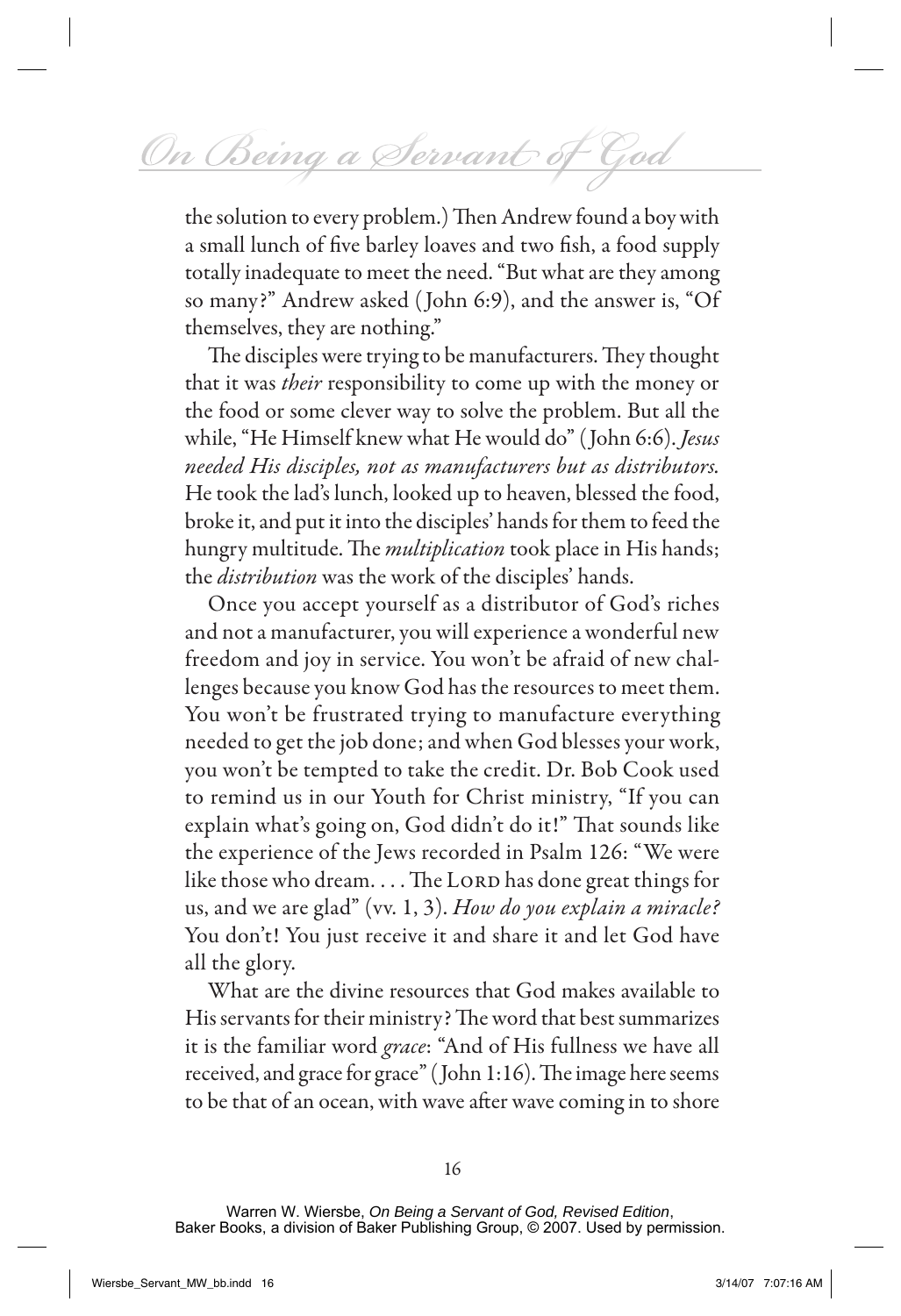the solution to every problem.) Then Andrew found a boy with a small lunch of five barley loaves and two fish, a food supply totally inadequate to meet the need. "But what are they among so many?" Andrew asked (John 6:9), and the answer is, "Of themselves, they are nothing."

The disciples were trying to be manufacturers. They thought that it was *their* responsibility to come up with the money or the food or some clever way to solve the problem. But all the while, "He Himself knew what He would do" (John 6:6). *Jesus needed His disciples, not as manufacturers but as distributors.* He took the lad's lunch, looked up to heaven, blessed the food, broke it, and put it into the disciples' hands for them to feed the hungry multitude. The *multiplication* took place in His hands; the *distribution* was the work of the disciples' hands.

Once you accept yourself as a distributor of God's riches and not a manufacturer, you will experience a wonderful new freedom and joy in service. You won't be afraid of new challenges because you know God has the resources to meet them. You won't be frustrated trying to manufacture everything needed to get the job done; and when God blesses your work, you won't be tempted to take the credit. Dr. Bob Cook used to remind us in our Youth for Christ ministry, "If you can explain what's going on, God didn't do it!" That sounds like the experience of the Jews recorded in Psalm 126: "We were like those who dream. . . . The LORD has done great things for us, and we are glad" (vv. 1, 3). *How do you explain a miracle?* You don't! You just receive it and share it and let God have all the glory.

What are the divine resources that God makes available to His servants for their ministry? The word that best summarizes it is the familiar word *grace*: "And of His fullness we have all received, and grace for grace" (John 1:16). The image here seems to be that of an ocean, with wave after wave coming in to shore

Warren W. Wiersbe, *On Being a Servant of God, Revised Edition*, Baker Books, a division of Baker Publishing Group, © 2007. Used by permission.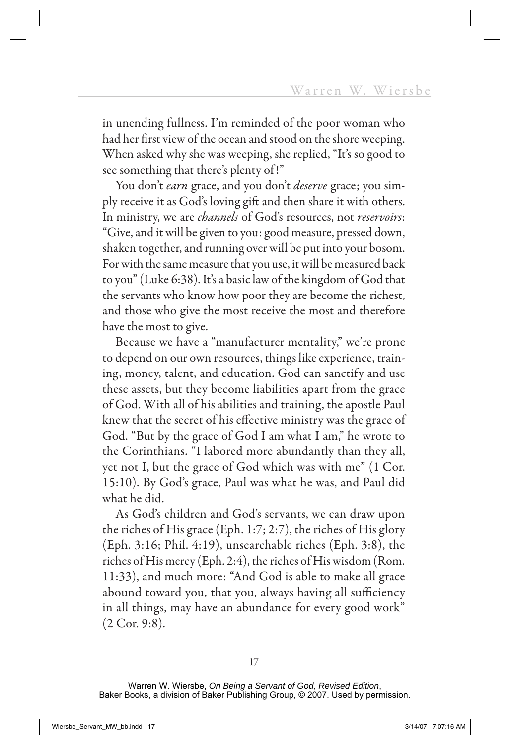in unending fullness. I'm reminded of the poor woman who had her first view of the ocean and stood on the shore weeping. When asked why she was weeping, she replied, "It's so good to see something that there's plenty of!"

You don't *earn* grace, and you don't *deserve* grace; you simply receive it as God's loving gift and then share it with others. In ministry, we are *channels* of God's resources, not *reservoirs*: "Give, and it will be given to you: good measure, pressed down, shaken together, and running over will be put into your bosom. For with the same measure that you use, it will be measured back to you" (Luke 6:38). It's a basic law of the kingdom of God that the servants who know how poor they are become the richest, and those who give the most receive the most and therefore have the most to give.

Because we have a "manufacturer mentality," we're prone to depend on our own resources, things like experience, training, money, talent, and education. God can sanctify and use these assets, but they become liabilities apart from the grace of God. With all of his abilities and training, the apostle Paul knew that the secret of his effective ministry was the grace of God. "But by the grace of God I am what I am," he wrote to the Corinthians. "I labored more abundantly than they all, yet not I, but the grace of God which was with me" (1 Cor. 15:10). By God's grace, Paul was what he was, and Paul did what he did.

As God's children and God's servants, we can draw upon the riches of His grace (Eph. 1:7; 2:7), the riches of His glory (Eph. 3:16; Phil. 4:19), unsearchable riches (Eph. 3:8), the riches of His mercy (Eph. 2:4), the riches of His wisdom (Rom. 11:33), and much more: "And God is able to make all grace abound toward you, that you, always having all sufficiency in all things, may have an abundance for every good work" (2 Cor. 9:8).

Warren W. Wiersbe, *On Being a Servant of God, Revised Edition*, Baker Books, a division of Baker Publishing Group, © 2007. Used by permission.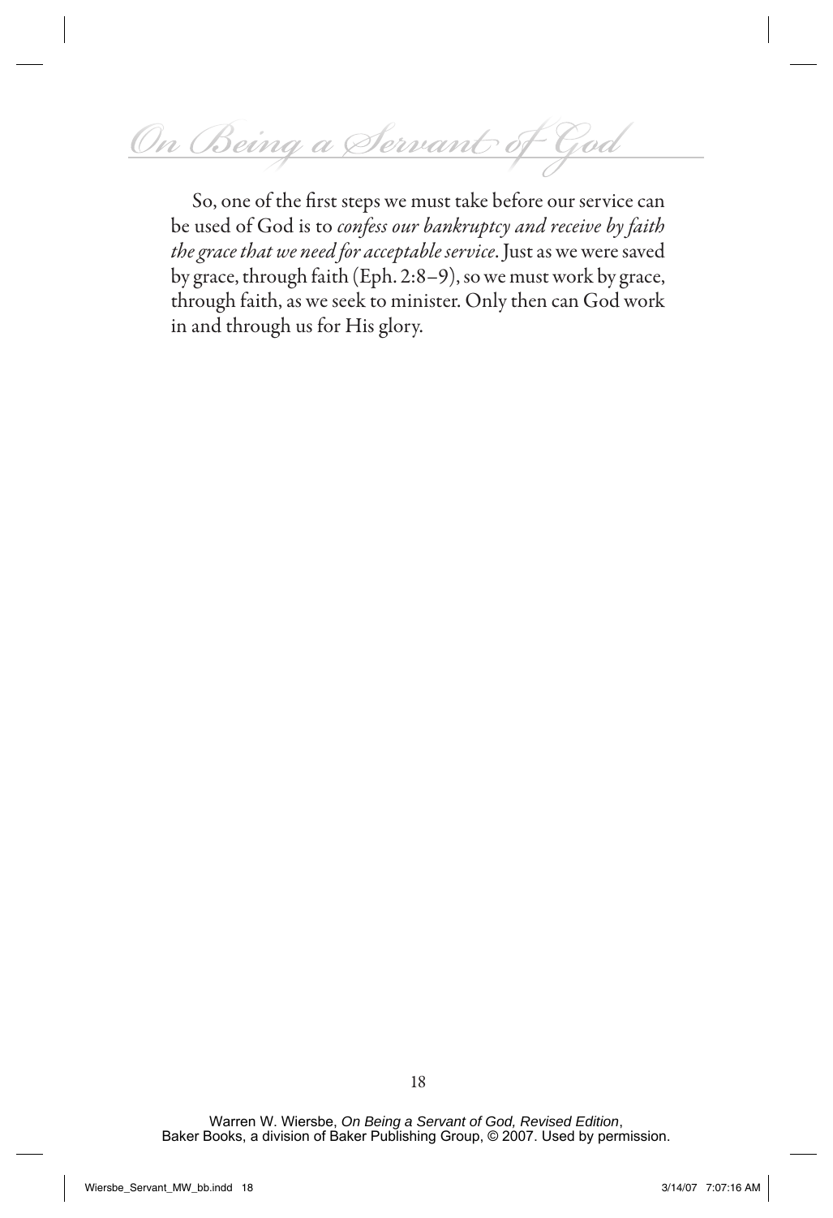So, one of the first steps we must take before our service can be used of God is to *confess our bankruptcy and receive by faith the grace that we need for acceptable service*. Just as we were saved by grace, through faith (Eph. 2:8–9), so we must work by grace, through faith, as we seek to minister. Only then can God work in and through us for His glory.

Warren W. Wiersbe, *On Being a Servant of God, Revised Edition*, Baker Books, a division of Baker Publishing Group, © 2007. Used by permission.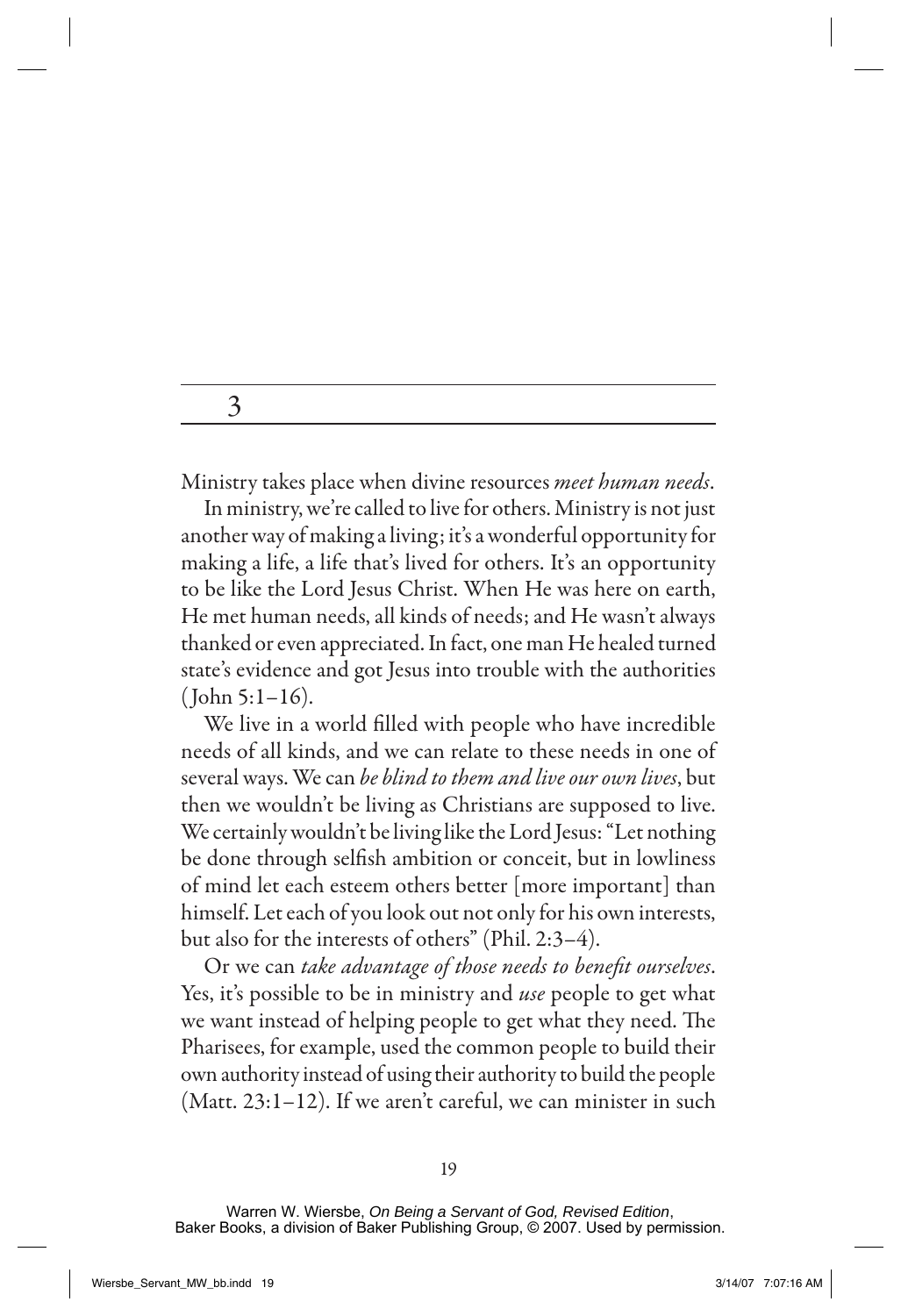# 3

Ministry takes place when divine resources *meet human needs*.

In ministry, we're called to live for others. Ministry is not just another way of making a living; it's a wonderful opportunity for making a life, a life that's lived for others. It's an opportunity to be like the Lord Jesus Christ. When He was here on earth, He met human needs, all kinds of needs; and He wasn't always thanked or even appreciated. In fact, one man He healed turned state's evidence and got Jesus into trouble with the authorities (John 5:1–16).

We live in a world filled with people who have incredible needs of all kinds, and we can relate to these needs in one of several ways. We can *be blind to them and live our own lives*, but then we wouldn't be living as Christians are supposed to live. We certainly wouldn't be living like the Lord Jesus: "Let nothing be done through selfish ambition or conceit, but in lowliness of mind let each esteem others better [more important] than himself. Let each of you look out not only for his own interests, but also for the interests of others" (Phil. 2:3–4).

Or we can *take advantage of those needs to benefit ourselves*. Yes, it's possible to be in ministry and *use* people to get what we want instead of helping people to get what they need. The Pharisees, for example, used the common people to build their own authority instead of using their authority to build the people (Matt. 23:1–12). If we aren't careful, we can minister in such

Warren W. Wiersbe, *On Being a Servant of God, Revised Edition*, Baker Books, a division of Baker Publishing Group, © 2007. Used by permission.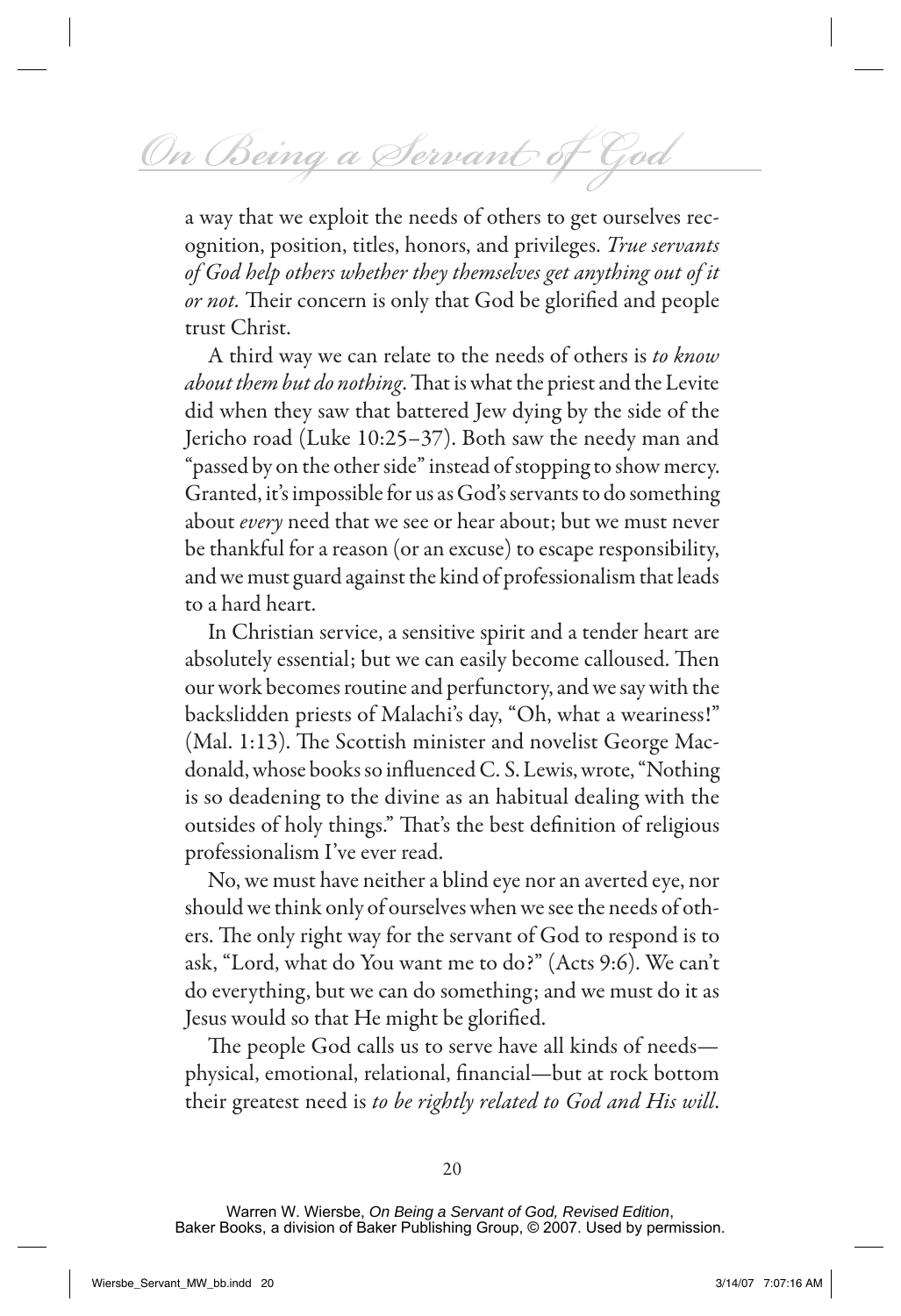a way that we exploit the needs of others to get ourselves recognition, position, titles, honors, and privileges. *True servants of God help others whether they themselves get anything out of it or not.* Their concern is only that God be glorified and people trust Christ.

A third way we can relate to the needs of others is *to know about them but do nothing*. That is what the priest and the Levite did when they saw that battered Jew dying by the side of the Jericho road (Luke 10:25–37). Both saw the needy man and "passed by on the other side" instead of stopping to show mercy. Granted, it's impossible for us as God's servants to do something about *every* need that we see or hear about; but we must never be thankful for a reason (or an excuse) to escape responsibility, and we must guard against the kind of professionalism that leads to a hard heart.

In Christian service, a sensitive spirit and a tender heart are absolutely essential; but we can easily become calloused. Then our work becomes routine and perfunctory, and we say with the backslidden priests of Malachi's day, "Oh, what a weariness!" (Mal. 1:13). The Scottish minister and novelist George Macdonald, whose books so influenced C. S. Lewis, wrote, "Nothing is so deadening to the divine as an habitual dealing with the outsides of holy things." That's the best definition of religious professionalism I've ever read.

No, we must have neither a blind eye nor an averted eye, nor should we think only of ourselves when we see the needs of others. The only right way for the servant of God to respond is to ask, "Lord, what do You want me to do?" (Acts 9:6). We can't do everything, but we can do something; and we must do it as Jesus would so that He might be glorified.

The people God calls us to serve have all kinds of needs—physical, emotional, relational, financial—but at rock bottom their greatest need is *to be rightly related to God and His will*.

Warren W. Wiersbe, *On Being a Servant of God, Revised Edition*, Baker Books, a division of Baker Publishing Group, © 2007. Used by permission.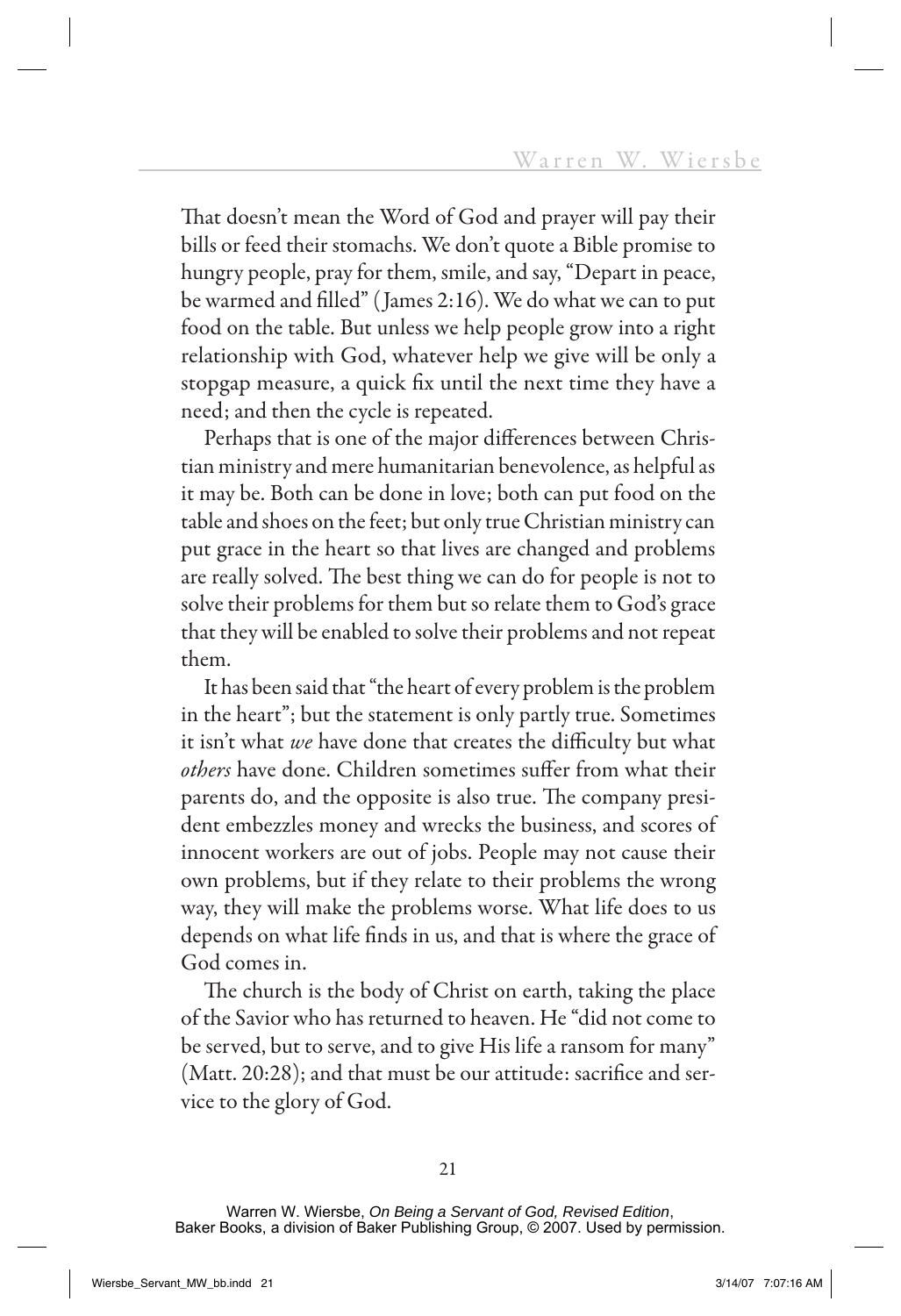That doesn't mean the Word of God and prayer will pay their bills or feed their stomachs. We don't quote a Bible promise to hungry people, pray for them, smile, and say, "Depart in peace, be warmed and filled" (James 2:16). We do what we can to put food on the table. But unless we help people grow into a right relationship with God, whatever help we give will be only a stopgap measure, a quick fix until the next time they have a need; and then the cycle is repeated.

Perhaps that is one of the major differences between Christian ministry and mere humanitarian benevolence, as helpful as it may be. Both can be done in love; both can put food on the table and shoes on the feet; but only true Christian ministry can put grace in the heart so that lives are changed and problems are really solved. The best thing we can do for people is not to solve their problems for them but so relate them to God's grace that they will be enabled to solve their problems and not repeat them.

It has been said that "the heart of every problem is the problem in the heart"; but the statement is only partly true. Sometimes it isn't what *we* have done that creates the difficulty but what *others* have done. Children sometimes suffer from what their parents do, and the opposite is also true. The company president embezzles money and wrecks the business, and scores of innocent workers are out of jobs. People may not cause their own problems, but if they relate to their problems the wrong way, they will make the problems worse. What life does to us depends on what life finds in us, and that is where the grace of God comes in.

The church is the body of Christ on earth, taking the place of the Savior who has returned to heaven. He "did not come to be served, but to serve, and to give His life a ransom for many" (Matt. 20:28); and that must be our attitude: sacrifice and service to the glory of God.

Warren W. Wiersbe, *On Being a Servant of God, Revised Edition*, Baker Books, a division of Baker Publishing Group, © 2007. Used by permission.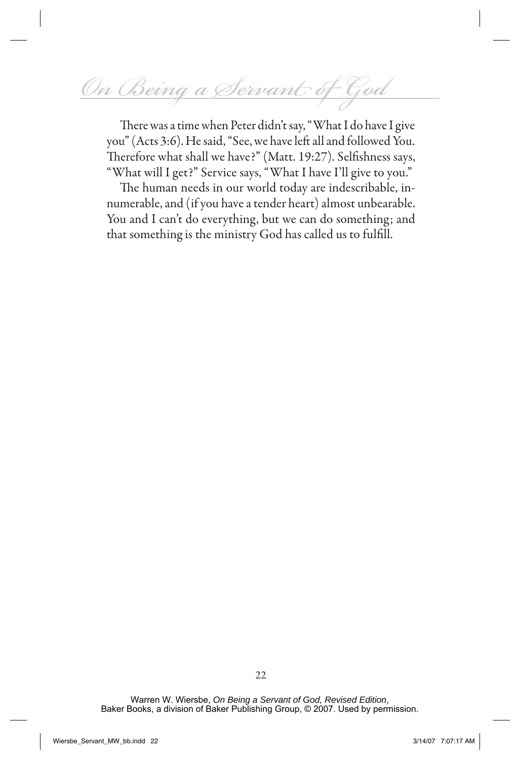There was a time when Peter didn't say, "What I do have I give you" (Acts 3:6). He said, "See, we have left all and followed You. Therefore what shall we have?" (Matt. 19:27). Selfishness says, "What will I get?" Service says, "What I have I'll give to you."

The human needs in our world today are indescribable, innumerable, and (if you have a tender heart) almost unbearable. You and I can't do everything, but we can do something; and that something is the ministry God has called us to fulfill.

Warren W. Wiersbe, *On Being a Servant of God, Revised Edition*, Baker Books, a division of Baker Publishing Group, © 2007. Used by permission.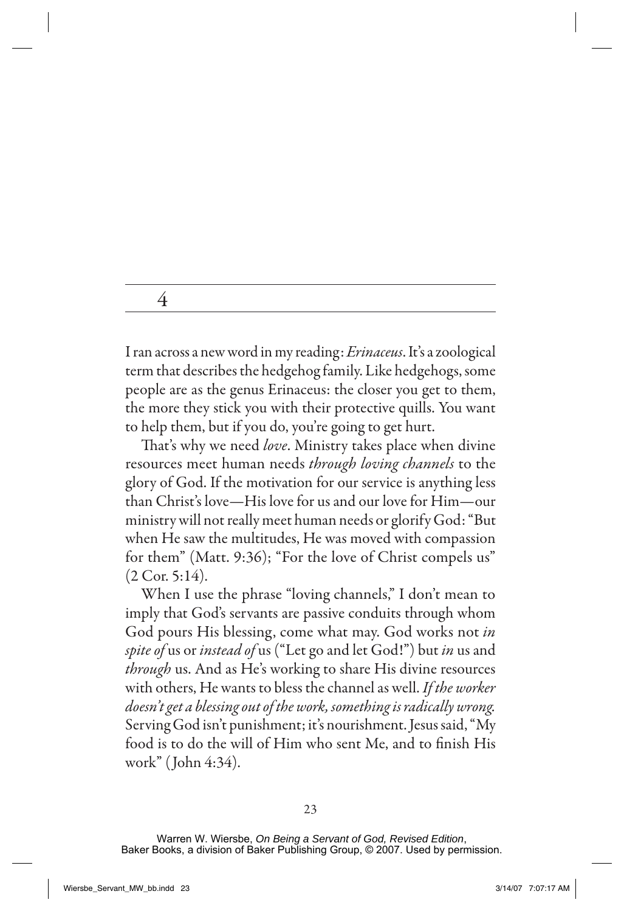# 4

I ran across a new word in my reading: *Erinaceus*. It's a zoological term that describes the hedgehog family. Like hedgehogs, some people are as the genus Erinaceus: the closer you get to them, the more they stick you with their protective quills. You want to help them, but if you do, you're going to get hurt.

That's why we need *love*. Ministry takes place when divine resources meet human needs *through loving channels* to the glory of God. If the motivation for our service is anything less than Christ's love—His love for us and our love for Him—our ministry will not really meet human needs or glorify God: "But when He saw the multitudes, He was moved with compassion for them" (Matt. 9:36); "For the love of Christ compels us" (2 Cor. 5:14).

When I use the phrase "loving channels," I don't mean to imply that God's servants are passive conduits through whom God pours His blessing, come what may. God works not *in spite of* us or *instead of* us ("Let go and let God!") but *in* us and *through* us. And as He's working to share His divine resources with others, He wants to bless the channel as well. *If the worker doesn't get a blessing out of the work, something is radically wrong.* Serving God isn't punishment; it's nourishment. Jesus said, "My food is to do the will of Him who sent Me, and to finish His work" (John 4:34).

Warren W. Wiersbe, *On Being a Servant of God, Revised Edition*, Baker Books, a division of Baker Publishing Group, © 2007. Used by permission.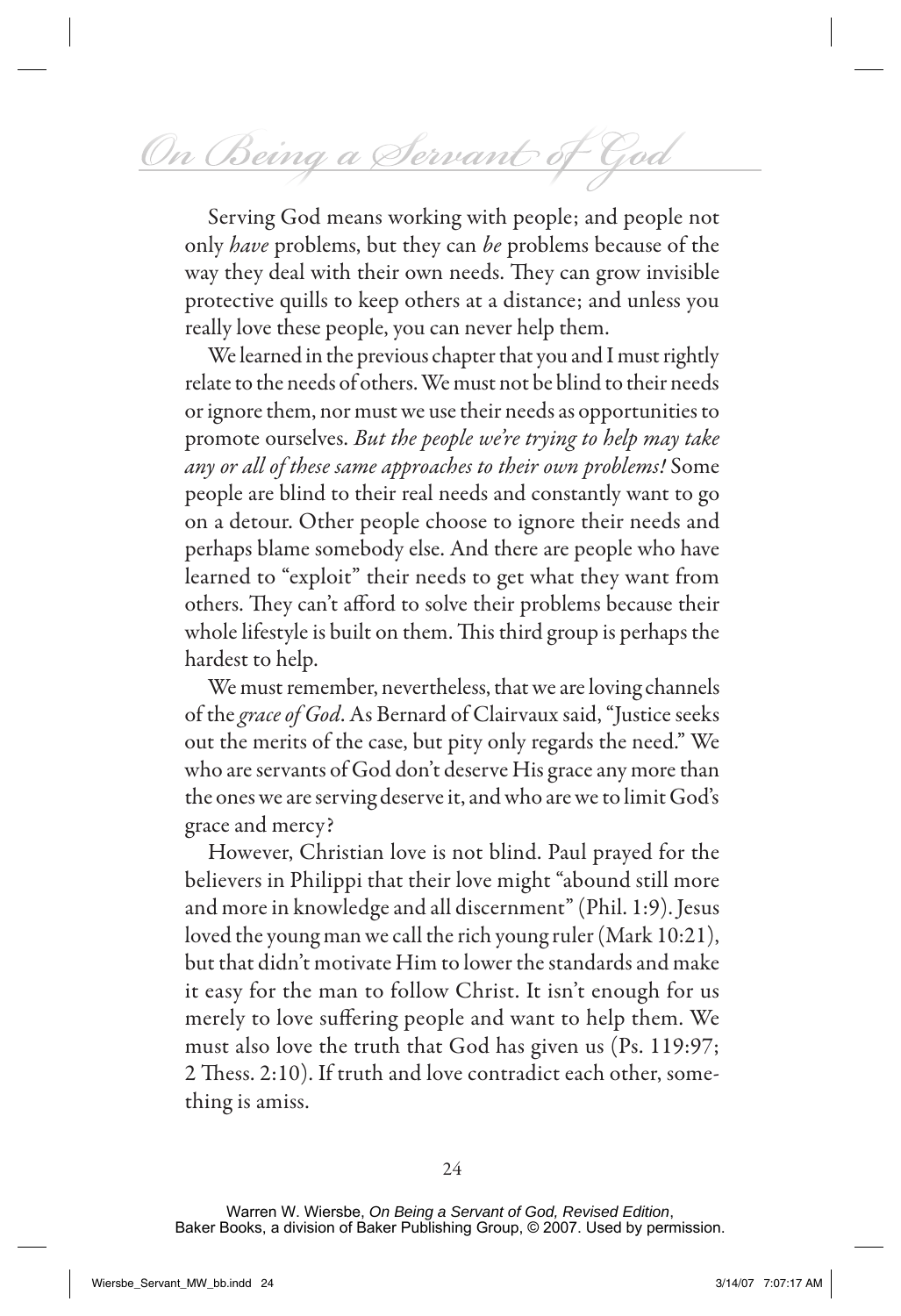Serving God means working with people; and people not only *have* problems, but they can *be* problems because of the way they deal with their own needs. They can grow invisible protective quills to keep others at a distance; and unless you really love these people, you can never help them.

We learned in the previous chapter that you and I must rightly relate to the needs of others. We must not be blind to their needs or ignore them, nor must we use their needs as opportunities to promote ourselves. *But the people we're trying to help may take any or all of these same approaches to their own problems!* Some people are blind to their real needs and constantly want to go on a detour. Other people choose to ignore their needs and perhaps blame somebody else. And there are people who have learned to "exploit" their needs to get what they want from others. They can't afford to solve their problems because their whole lifestyle is built on them. This third group is perhaps the hardest to help.

We must remember, nevertheless, that we are loving channels of the *grace of God*. As Bernard of Clairvaux said, "Justice seeks out the merits of the case, but pity only regards the need." We who are servants of God don't deserve His grace any more than the ones we are serving deserve it, and who are we to limit God's grace and mercy?

However, Christian love is not blind. Paul prayed for the believers in Philippi that their love might "abound still more and more in knowledge and all discernment" (Phil. 1:9). Jesus loved the young man we call the rich young ruler (Mark 10:21), but that didn't motivate Him to lower the standards and make it easy for the man to follow Christ. It isn't enough for us merely to love suffering people and want to help them. We must also love the truth that God has given us (Ps. 119:97; 2 Thess. 2:10). If truth and love contradict each other, something is amiss.

Warren W. Wiersbe, *On Being a Servant of God, Revised Edition*, Baker Books, a division of Baker Publishing Group, © 2007. Used by permission.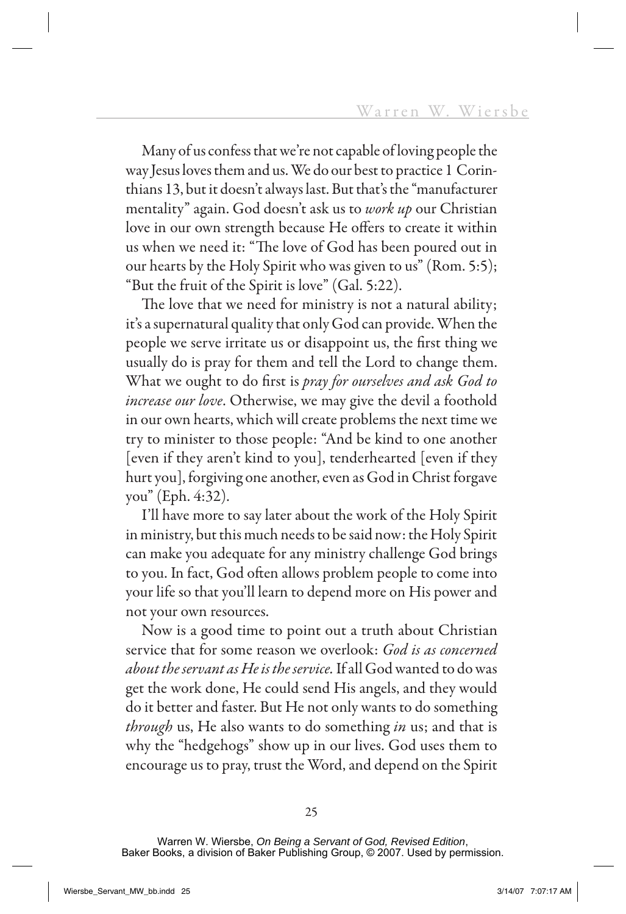Many of us confess that we're not capable of loving people the way Jesus loves them and us. We do our best to practice 1 Corinthians 13, but it doesn't always last. But that's the "manufacturer mentality" again. God doesn't ask us to *work up* our Christian love in our own strength because He offers to create it within us when we need it: "The love of God has been poured out in our hearts by the Holy Spirit who was given to us" (Rom. 5:5); "But the fruit of the Spirit is love" (Gal. 5:22).

The love that we need for ministry is not a natural ability; it's a supernatural quality that only God can provide. When the people we serve irritate us or disappoint us, the first thing we usually do is pray for them and tell the Lord to change them. What we ought to do first is *pray for ourselves and ask God to increase our love*. Otherwise, we may give the devil a foothold in our own hearts, which will create problems the next time we try to minister to those people: "And be kind to one another [even if they aren't kind to you], tenderhearted [even if they hurt you], forgiving one another, even as God in Christ forgave you" (Eph. 4:32).

I'll have more to say later about the work of the Holy Spirit in ministry, but this much needs to be said now: the Holy Spirit can make you adequate for any ministry challenge God brings to you. In fact, God often allows problem people to come into your life so that you'll learn to depend more on His power and not your own resources.

Now is a good time to point out a truth about Christian service that for some reason we overlook: *God is as concerned about the servant as He is the service.* If all God wanted to do was get the work done, He could send His angels, and they would do it better and faster. But He not only wants to do something *through* us, He also wants to do something *in* us; and that is why the "hedgehogs" show up in our lives. God uses them to encourage us to pray, trust the Word, and depend on the Spirit

Warren W. Wiersbe, *On Being a Servant of God, Revised Edition*, Baker Books, a division of Baker Publishing Group, © 2007. Used by permission.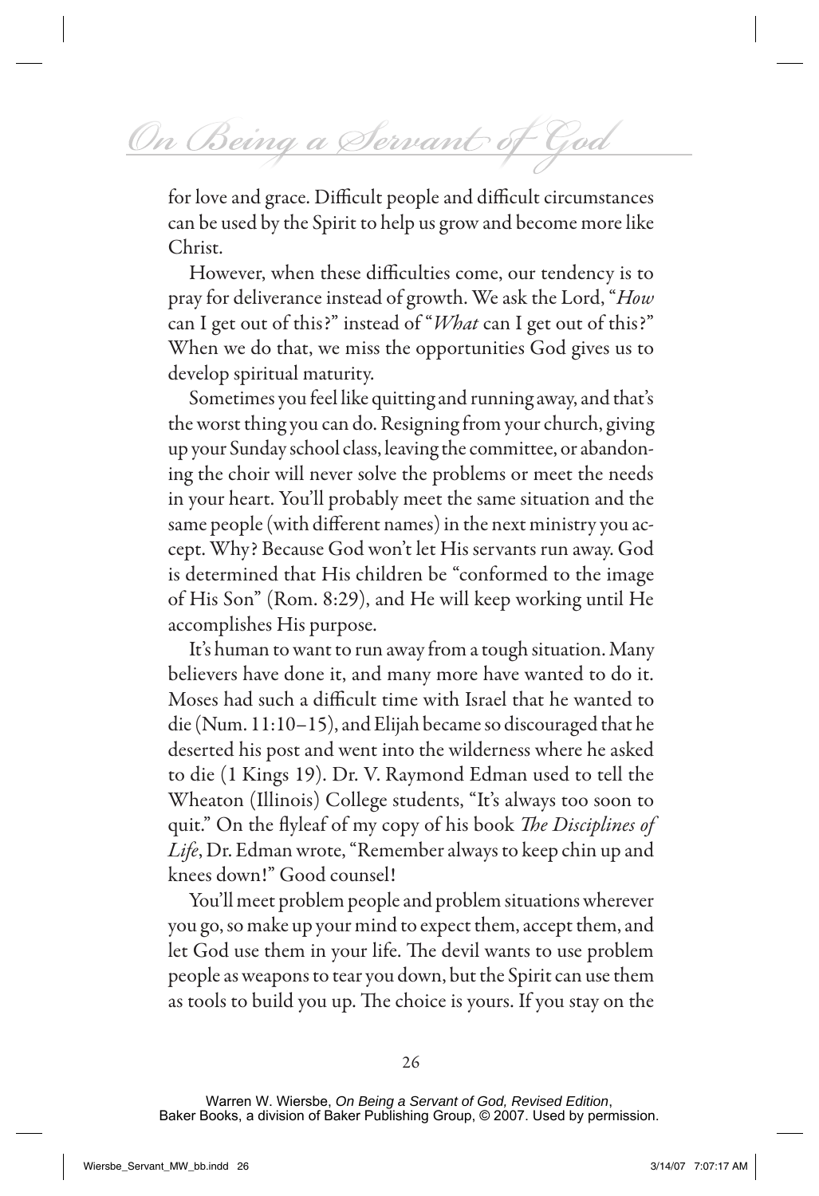for love and grace. Difficult people and difficult circumstances can be used by the Spirit to help us grow and become more like Christ.

However, when these difficulties come, our tendency is to pray for deliverance instead of growth. We ask the Lord, "*How* can I get out of this?" instead of "*What* can I get out of this?" When we do that, we miss the opportunities God gives us to develop spiritual maturity.

Sometimes you feel like quitting and running away, and that's the worst thing you can do. Resigning from your church, giving up your Sunday school class, leaving the committee, or abandoning the choir will never solve the problems or meet the needs in your heart. You'll probably meet the same situation and the same people (with different names) in the next ministry you accept. Why? Because God won't let His servants run away. God is determined that His children be "conformed to the image of His Son" (Rom. 8:29), and He will keep working until He accomplishes His purpose.

It's human to want to run away from a tough situation. Many believers have done it, and many more have wanted to do it. Moses had such a difficult time with Israel that he wanted to die (Num. 11:10–15), and Elijah became so discouraged that he deserted his post and went into the wilderness where he asked to die (1 Kings 19). Dr. V. Raymond Edman used to tell the Wheaton (Illinois) College students, "It's always too soon to quit." On the flyleaf of my copy of his book *The Disciplines of Life*, Dr. Edman wrote, "Remember always to keep chin up and knees down!" Good counsel!

You'll meet problem people and problem situations wherever you go, so make up your mind to expect them, accept them, and let God use them in your life. The devil wants to use problem people as weapons to tear you down, but the Spirit can use them as tools to build you up. The choice is yours. If you stay on the

Warren W. Wiersbe, *On Being a Servant of God, Revised Edition*, Baker Books, a division of Baker Publishing Group, © 2007. Used by permission.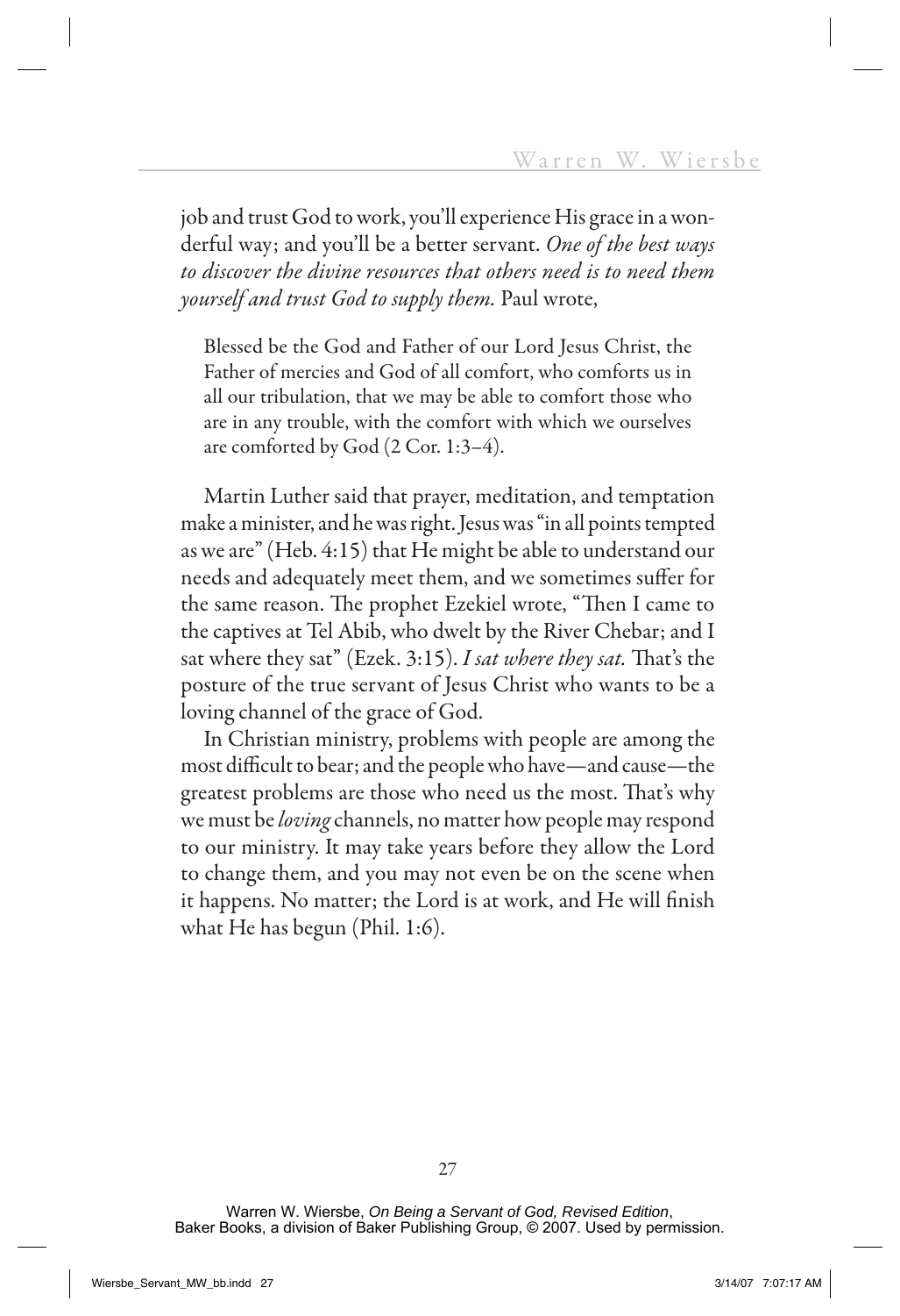job and trust God to work, you'll experience His grace in a wonderful way; and you'll be a better servant. *One of the best ways to discover the divine resources that others need is to need them yourself and trust God to supply them.* Paul wrote,

> Blessed be the God and Father of our Lord Jesus Christ, the Father of mercies and God of all comfort, who comforts us in all our tribulation, that we may be able to comfort those who are in any trouble, with the comfort with which we ourselves are comforted by God (2 Cor. 1:3–4).

Martin Luther said that prayer, meditation, and temptation make a minister, and he was right. Jesus was "in all points tempted as we are" (Heb. 4:15) that He might be able to understand our needs and adequately meet them, and we sometimes suffer for the same reason. The prophet Ezekiel wrote, "Then I came to the captives at Tel Abib, who dwelt by the River Chebar; and I sat where they sat" (Ezek. 3:15). *I sat where they sat.* That's the posture of the true servant of Jesus Christ who wants to be a loving channel of the grace of God.

In Christian ministry, problems with people are among the most difficult to bear; and the people who have—and cause—the greatest problems are those who need us the most. That's why we must be *loving* channels, no matter how people may respond to our ministry. It may take years before they allow the Lord to change them, and you may not even be on the scene when it happens. No matter; the Lord is at work, and He will finish what He has begun (Phil. 1:6).

Warren W. Wiersbe, *On Being a Servant of God, Revised Edition*, Baker Books, a division of Baker Publishing Group, © 2007. Used by permission.